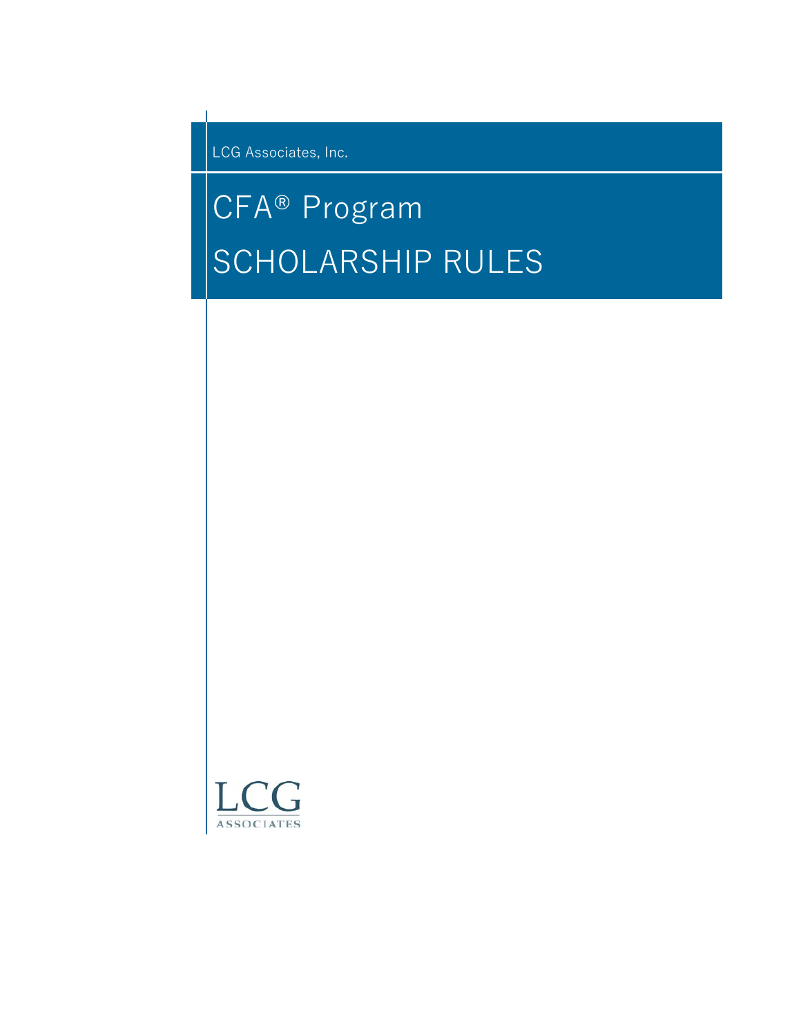LCG Associates, Inc.

# CFA® Program

# SCHOLARSHIP RULES

LCG
ASSOCIATES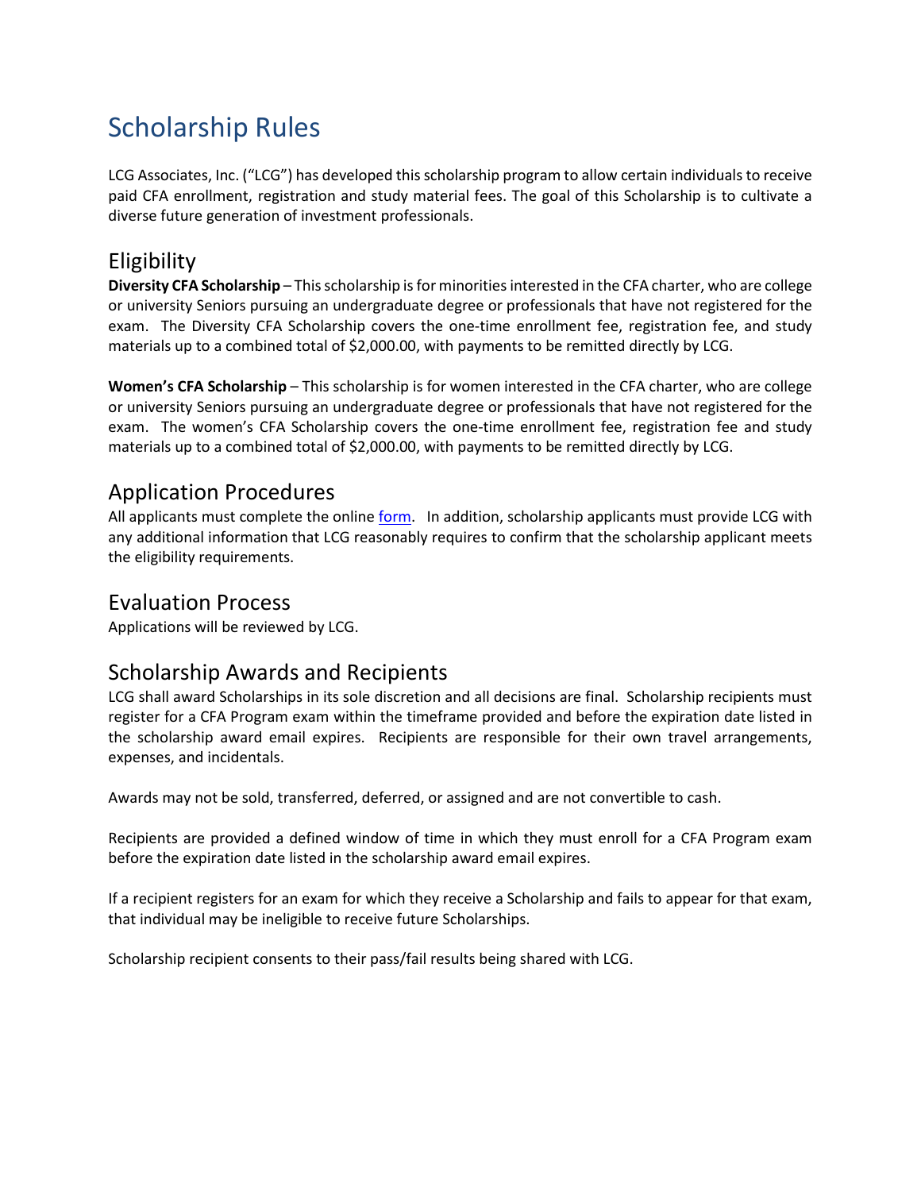# Scholarship Rules

LCG Associates, Inc. ("LCG") has developed this scholarship program to allow certain individuals to receive paid CFA enrollment, registration and study material fees. The goal of this Scholarship is to cultivate a diverse future generation of investment professionals.

## Eligibility

**Diversity CFA Scholarship** – This scholarship is for minorities interested in the CFA charter, who are college or university Seniors pursuing an undergraduate degree or professionals that have not registered for the exam. The Diversity CFA Scholarship covers the one-time enrollment fee, registration fee, and study materials up to a combined total of $2,000.00, with payments to be remitted directly by LCG.

**Women's CFA Scholarship** – This scholarship is for women interested in the CFA charter, who are college or university Seniors pursuing an undergraduate degree or professionals that have not registered for the exam. The women's CFA Scholarship covers the one-time enrollment fee, registration fee and study materials up to a combined total of $2,000.00, with payments to be remitted directly by LCG.

## Application Procedures

All applicants must complete the online form. In addition, scholarship applicants must provide LCG with any additional information that LCG reasonably requires to confirm that the scholarship applicant meets the eligibility requirements.

## Evaluation Process

Applications will be reviewed by LCG.

## Scholarship Awards and Recipients

LCG shall award Scholarships in its sole discretion and all decisions are final. Scholarship recipients must register for a CFA Program exam within the timeframe provided and before the expiration date listed in the scholarship award email expires. Recipients are responsible for their own travel arrangements, expenses, and incidentals.

Awards may not be sold, transferred, deferred, or assigned and are not convertible to cash.

Recipients are provided a defined window of time in which they must enroll for a CFA Program exam before the expiration date listed in the scholarship award email expires.

If a recipient registers for an exam for which they receive a Scholarship and fails to appear for that exam, that individual may be ineligible to receive future Scholarships.

Scholarship recipient consents to their pass/fail results being shared with LCG.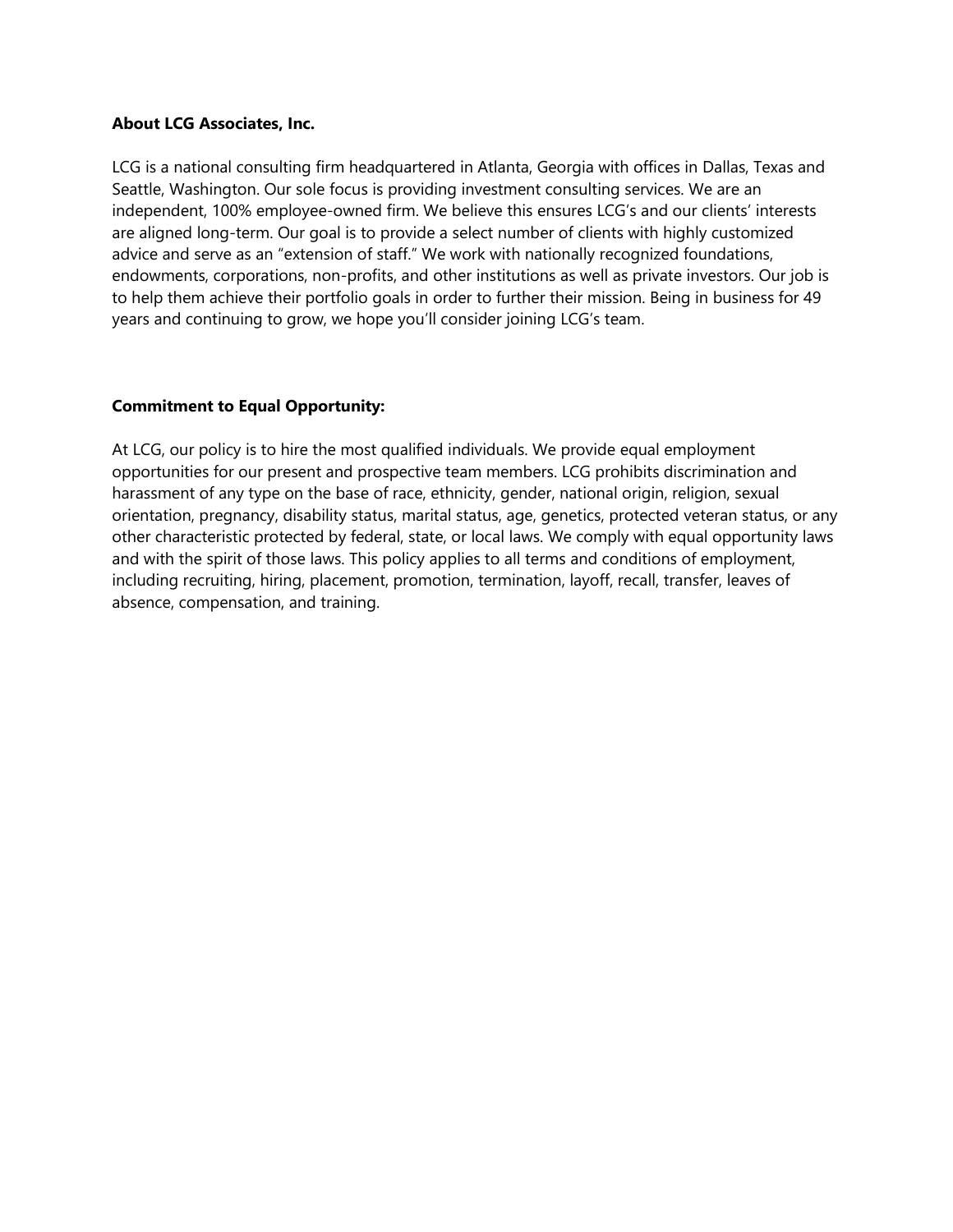**About LCG Associates, Inc.**

LCG is a national consulting firm headquartered in Atlanta, Georgia with offices in Dallas, Texas and Seattle, Washington. Our sole focus is providing investment consulting services. We are an independent, 100% employee-owned firm. We believe this ensures LCG's and our clients' interests are aligned long-term. Our goal is to provide a select number of clients with highly customized advice and serve as an "extension of staff." We work with nationally recognized foundations, endowments, corporations, non-profits, and other institutions as well as private investors. Our job is to help them achieve their portfolio goals in order to further their mission. Being in business for 49 years and continuing to grow, we hope you'll consider joining LCG's team.

**Commitment to Equal Opportunity:**

At LCG, our policy is to hire the most qualified individuals. We provide equal employment opportunities for our present and prospective team members. LCG prohibits discrimination and harassment of any type on the base of race, ethnicity, gender, national origin, religion, sexual orientation, pregnancy, disability status, marital status, age, genetics, protected veteran status, or any other characteristic protected by federal, state, or local laws. We comply with equal opportunity laws and with the spirit of those laws. This policy applies to all terms and conditions of employment, including recruiting, hiring, placement, promotion, termination, layoff, recall, transfer, leaves of absence, compensation, and training.